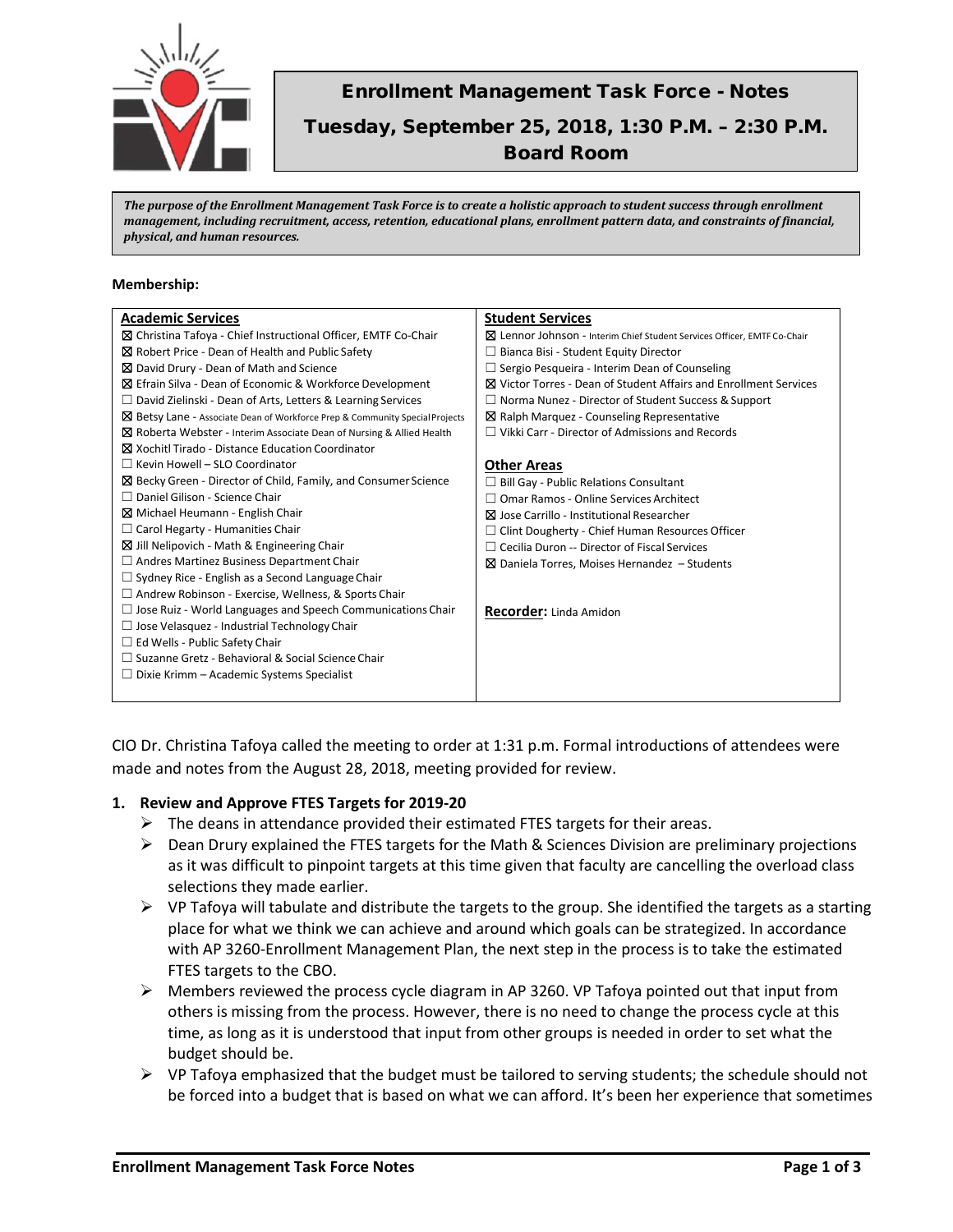# Enrollment Management Task Force - Notes

## Tuesday, September 25, 2018, 1:30 P.M. – 2:30 P.M.

## Board Room

***The purpose of the Enrollment Management Task Force is to create a holistic approach to student success through enrollment management, including recruitment, access, retention, educational plans, enrollment pattern data, and constraints of financial, physical, and human resources.***

**Membership:**

| **Academic Services** | **Student Services** |
|---|---|
| ☒ Christina Tafoya - Chief Instructional Officer, EMTF Co-Chair | ☒ Lennor Johnson - Interim Chief Student Services Officer, EMTF Co-Chair |
| ☒ Robert Price - Dean of Health and Public Safety | ☐ Bianca Bisi - Student Equity Director |
| ☒ David Drury - Dean of Math and Science | ☐ Sergio Pesqueira - Interim Dean of Counseling |
| ☒ Efrain Silva - Dean of Economic & Workforce Development | ☒ Victor Torres - Dean of Student Affairs and Enrollment Services |
| ☐ David Zielinski - Dean of Arts, Letters & Learning Services | ☐ Norma Nunez - Director of Student Success & Support |
| ☒ Betsy Lane - Associate Dean of Workforce Prep & Community Special Projects | ☒ Ralph Marquez - Counseling Representative |
| ☒ Roberta Webster - Interim Associate Dean of Nursing & Allied Health | ☐ Vikki Carr - Director of Admissions and Records |
| ☒ Xochitl Tirado - Distance Education Coordinator | |
| ☐ Kevin Howell – SLO Coordinator | **Other Areas** |
| ☒ Becky Green - Director of Child, Family, and Consumer Science | ☐ Bill Gay - Public Relations Consultant |
| ☐ Daniel Gilison - Science Chair | ☐ Omar Ramos - Online Services Architect |
| ☒ Michael Heumann - English Chair | ☒ Jose Carrillo - Institutional Researcher |
| ☐ Carol Hegarty - Humanities Chair | ☐ Clint Dougherty - Chief Human Resources Officer |
| ☒ Jill Nelipovich - Math & Engineering Chair | ☐ Cecilia Duron -- Director of Fiscal Services |
| ☐ Andres Martinez Business Department Chair | ☒ Daniela Torres, Moises Hernandez – Students |
| ☐ Sydney Rice - English as a Second Language Chair | |
| ☐ Andrew Robinson - Exercise, Wellness, & Sports Chair | |
| ☐ Jose Ruiz - World Languages and Speech Communications Chair | **Recorder:** Linda Amidon |
| ☐ Jose Velasquez - Industrial Technology Chair | |
| ☐ Ed Wells - Public Safety Chair | |
| ☐ Suzanne Gretz - Behavioral & Social Science Chair | |
| ☐ Dixie Krimm – Academic Systems Specialist | |

CIO Dr. Christina Tafoya called the meeting to order at 1:31 p.m. Formal introductions of attendees were made and notes from the August 28, 2018, meeting provided for review.

1. **Review and Approve FTES Targets for 2019-20**
   - The deans in attendance provided their estimated FTES targets for their areas.
   - Dean Drury explained the FTES targets for the Math & Sciences Division are preliminary projections as it was difficult to pinpoint targets at this time given that faculty are cancelling the overload class selections they made earlier.
   - VP Tafoya will tabulate and distribute the targets to the group. She identified the targets as a starting place for what we think we can achieve and around which goals can be strategized. In accordance with AP 3260-Enrollment Management Plan, the next step in the process is to take the estimated FTES targets to the CBO.
   - Members reviewed the process cycle diagram in AP 3260. VP Tafoya pointed out that input from others is missing from the process. However, there is no need to change the process cycle at this time, as long as it is understood that input from other groups is needed in order to set what the budget should be.
   - VP Tafoya emphasized that the budget must be tailored to serving students; the schedule should not be forced into a budget that is based on what we can afford. It's been her experience that sometimes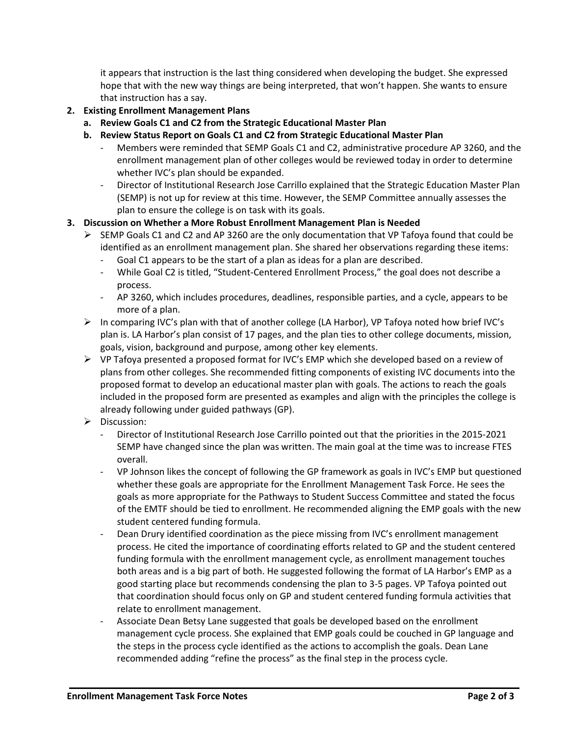it appears that instruction is the last thing considered when developing the budget. She expressed hope that with the new way things are being interpreted, that won't happen. She wants to ensure that instruction has a say.

2. **Existing Enrollment Management Plans**
   a. **Review Goals C1 and C2 from the Strategic Educational Master Plan**
   b. **Review Status Report on Goals C1 and C2 from Strategic Educational Master Plan**
      - Members were reminded that SEMP Goals C1 and C2, administrative procedure AP 3260, and the enrollment management plan of other colleges would be reviewed today in order to determine whether IVC's plan should be expanded.
      - Director of Institutional Research Jose Carrillo explained that the Strategic Education Master Plan (SEMP) is not up for review at this time. However, the SEMP Committee annually assesses the plan to ensure the college is on task with its goals.

3. **Discussion on Whether a More Robust Enrollment Management Plan is Needed**
   - SEMP Goals C1 and C2 and AP 3260 are the only documentation that VP Tafoya found that could be identified as an enrollment management plan. She shared her observations regarding these items:
     - Goal C1 appears to be the start of a plan as ideas for a plan are described.
     - While Goal C2 is titled, "Student-Centered Enrollment Process," the goal does not describe a process.
     - AP 3260, which includes procedures, deadlines, responsible parties, and a cycle, appears to be more of a plan.
   - In comparing IVC's plan with that of another college (LA Harbor), VP Tafoya noted how brief IVC's plan is. LA Harbor's plan consist of 17 pages, and the plan ties to other college documents, mission, goals, vision, background and purpose, among other key elements.
   - VP Tafoya presented a proposed format for IVC's EMP which she developed based on a review of plans from other colleges. She recommended fitting components of existing IVC documents into the proposed format to develop an educational master plan with goals. The actions to reach the goals included in the proposed form are presented as examples and align with the principles the college is already following under guided pathways (GP).
   - Discussion:
     - Director of Institutional Research Jose Carrillo pointed out that the priorities in the 2015-2021 SEMP have changed since the plan was written. The main goal at the time was to increase FTES overall.
     - VP Johnson likes the concept of following the GP framework as goals in IVC's EMP but questioned whether these goals are appropriate for the Enrollment Management Task Force. He sees the goals as more appropriate for the Pathways to Student Success Committee and stated the focus of the EMTF should be tied to enrollment. He recommended aligning the EMP goals with the new student centered funding formula.
     - Dean Drury identified coordination as the piece missing from IVC's enrollment management process. He cited the importance of coordinating efforts related to GP and the student centered funding formula with the enrollment management cycle, as enrollment management touches both areas and is a big part of both. He suggested following the format of LA Harbor's EMP as a good starting place but recommends condensing the plan to 3-5 pages. VP Tafoya pointed out that coordination should focus only on GP and student centered funding formula activities that relate to enrollment management.
     - Associate Dean Betsy Lane suggested that goals be developed based on the enrollment management cycle process. She explained that EMP goals could be couched in GP language and the steps in the process cycle identified as the actions to accomplish the goals. Dean Lane recommended adding "refine the process" as the final step in the process cycle.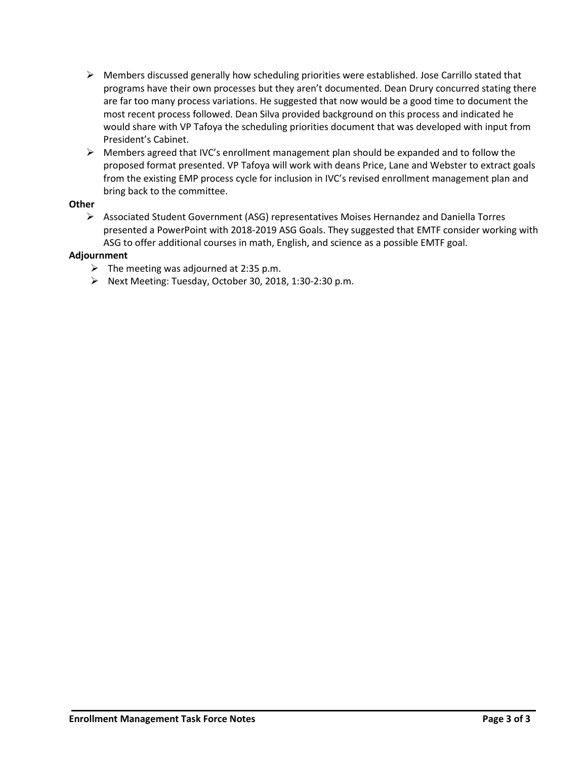- Members discussed generally how scheduling priorities were established. Jose Carrillo stated that programs have their own processes but they aren't documented. Dean Drury concurred stating there are far too many process variations. He suggested that now would be a good time to document the most recent process followed. Dean Silva provided background on this process and indicated he would share with VP Tafoya the scheduling priorities document that was developed with input from President's Cabinet.
- Members agreed that IVC's enrollment management plan should be expanded and to follow the proposed format presented. VP Tafoya will work with deans Price, Lane and Webster to extract goals from the existing EMP process cycle for inclusion in IVC's revised enrollment management plan and bring back to the committee.

**Other**

- Associated Student Government (ASG) representatives Moises Hernandez and Daniella Torres presented a PowerPoint with 2018-2019 ASG Goals. They suggested that EMTF consider working with ASG to offer additional courses in math, English, and science as a possible EMTF goal.

**Adjournment**

- The meeting was adjourned at 2:35 p.m.
- Next Meeting: Tuesday, October 30, 2018, 1:30-2:30 p.m.